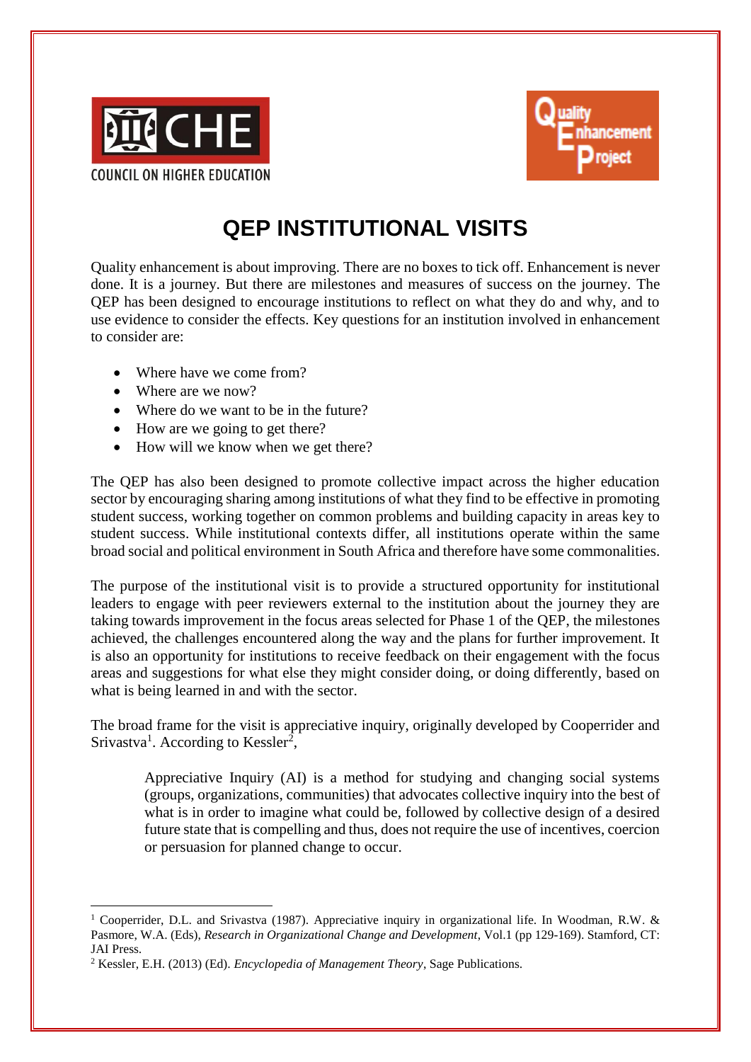CHE
COUNCIL ON HIGHER EDUCATION

Quality Enhancement Project

# QEP INSTITUTIONAL VISITS

Quality enhancement is about improving. There are no boxes to tick off. Enhancement is never done. It is a journey. But there are milestones and measures of success on the journey. The QEP has been designed to encourage institutions to reflect on what they do and why, and to use evidence to consider the effects. Key questions for an institution involved in enhancement to consider are:

- Where have we come from?
- Where are we now?
- Where do we want to be in the future?
- How are we going to get there?
- How will we know when we get there?

The QEP has also been designed to promote collective impact across the higher education sector by encouraging sharing among institutions of what they find to be effective in promoting student success, working together on common problems and building capacity in areas key to student success. While institutional contexts differ, all institutions operate within the same broad social and political environment in South Africa and therefore have some commonalities.

The purpose of the institutional visit is to provide a structured opportunity for institutional leaders to engage with peer reviewers external to the institution about the journey they are taking towards improvement in the focus areas selected for Phase 1 of the QEP, the milestones achieved, the challenges encountered along the way and the plans for further improvement. It is also an opportunity for institutions to receive feedback on their engagement with the focus areas and suggestions for what else they might consider doing, or doing differently, based on what is being learned in and with the sector.

The broad frame for the visit is appreciative inquiry, originally developed by Cooperrider and Srivastva[1]. According to Kessler[2],

> Appreciative Inquiry (AI) is a method for studying and changing social systems (groups, organizations, communities) that advocates collective inquiry into the best of what is in order to imagine what could be, followed by collective design of a desired future state that is compelling and thus, does not require the use of incentives, coercion or persuasion for planned change to occur.

---

[1] Cooperrider, D.L. and Srivastva (1987). Appreciative inquiry in organizational life. In Woodman, R.W. & Pasmore, W.A. (Eds), *Research in Organizational Change and Development*, Vol.1 (pp 129-169). Stamford, CT: JAI Press.

[2] Kessler, E.H. (2013) (Ed). *Encyclopedia of Management Theory*, Sage Publications.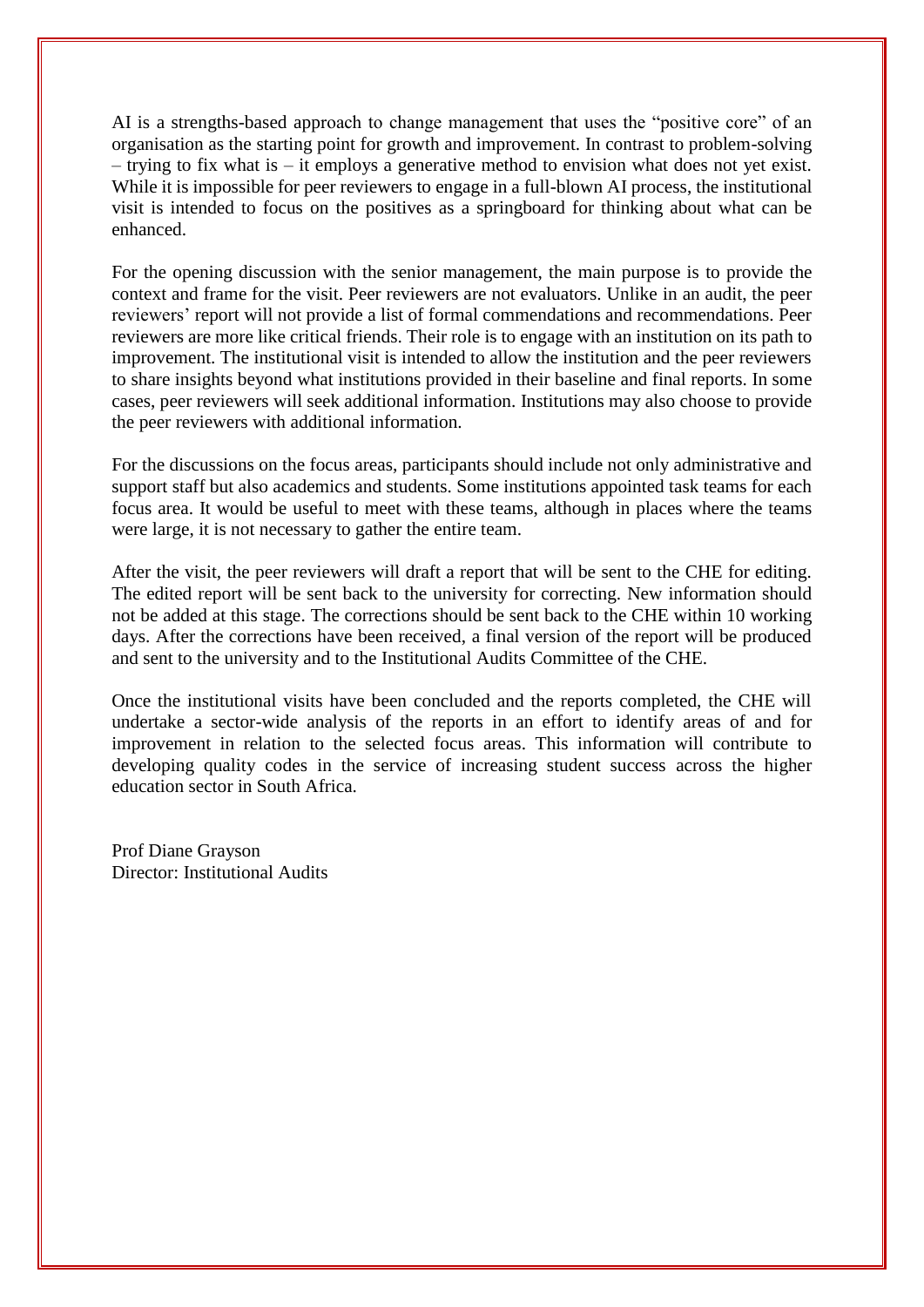AI is a strengths-based approach to change management that uses the "positive core" of an organisation as the starting point for growth and improvement. In contrast to problem-solving – trying to fix what is – it employs a generative method to envision what does not yet exist. While it is impossible for peer reviewers to engage in a full-blown AI process, the institutional visit is intended to focus on the positives as a springboard for thinking about what can be enhanced.

For the opening discussion with the senior management, the main purpose is to provide the context and frame for the visit. Peer reviewers are not evaluators. Unlike in an audit, the peer reviewers' report will not provide a list of formal commendations and recommendations. Peer reviewers are more like critical friends. Their role is to engage with an institution on its path to improvement. The institutional visit is intended to allow the institution and the peer reviewers to share insights beyond what institutions provided in their baseline and final reports. In some cases, peer reviewers will seek additional information. Institutions may also choose to provide the peer reviewers with additional information.

For the discussions on the focus areas, participants should include not only administrative and support staff but also academics and students. Some institutions appointed task teams for each focus area. It would be useful to meet with these teams, although in places where the teams were large, it is not necessary to gather the entire team.

After the visit, the peer reviewers will draft a report that will be sent to the CHE for editing. The edited report will be sent back to the university for correcting. New information should not be added at this stage. The corrections should be sent back to the CHE within 10 working days. After the corrections have been received, a final version of the report will be produced and sent to the university and to the Institutional Audits Committee of the CHE.

Once the institutional visits have been concluded and the reports completed, the CHE will undertake a sector-wide analysis of the reports in an effort to identify areas of and for improvement in relation to the selected focus areas. This information will contribute to developing quality codes in the service of increasing student success across the higher education sector in South Africa.

Prof Diane Grayson
Director: Institutional Audits